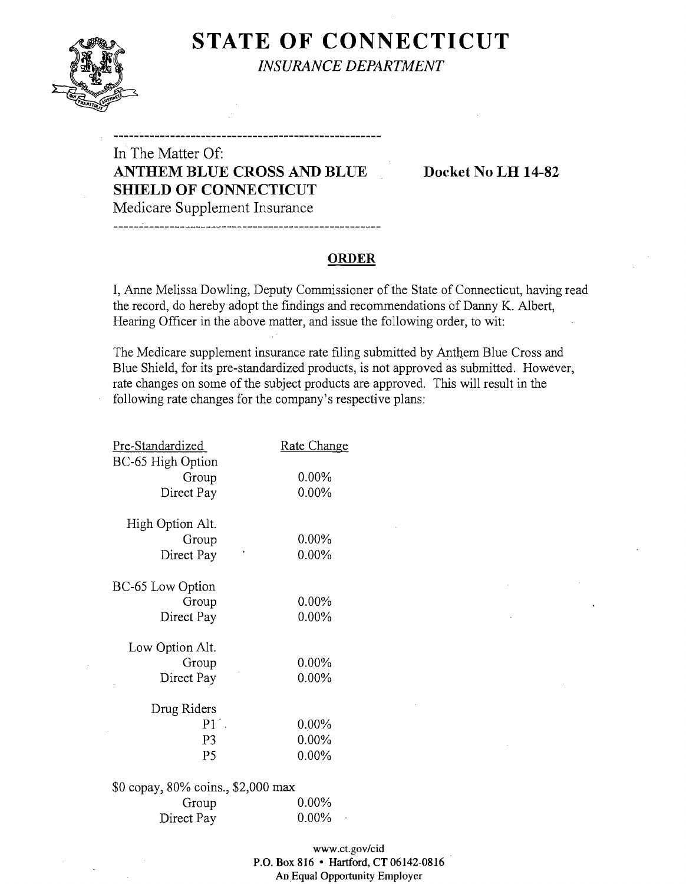# STATE OF CONNECTICUT

*INSURANCE DEPARTMENT*

---

In The Matter Of:
**ANTHEM BLUE CROSS AND BLUE SHIELD OF CONNECTICUT**
Medicare Supplement Insurance

**Docket No LH 14-82**

---

## ORDER

I, Anne Melissa Dowling, Deputy Commissioner of the State of Connecticut, having read the record, do hereby adopt the findings and recommendations of Danny K. Albert, Hearing Officer in the above matter, and issue the following order, to wit:

The Medicare supplement insurance rate filing submitted by Anthem Blue Cross and Blue Shield, for its pre-standardized products, is not approved as submitted. However, rate changes on some of the subject products are approved. This will result in the following rate changes for the company's respective plans:

| Pre-Standardized | Rate Change |
|---|---|
| BC-65 High Option | |
| Group | 0.00% |
| Direct Pay | 0.00% |
| High Option Alt. | |
| Group | 0.00% |
| Direct Pay | 0.00% |
| BC-65 Low Option | |
| Group | 0.00% |
| Direct Pay | 0.00% |
| Low Option Alt. | |
| Group | 0.00% |
| Direct Pay | 0.00% |
| Drug Riders | |
| P1 | 0.00% |
| P3 | 0.00% |
| P5 | 0.00% |
| $0 copay, 80% coins., $2,000 max | |
| Group | 0.00% |
| Direct Pay | 0.00% |

www.ct.gov/cid
P.O. Box 816 • Hartford, CT 06142-0816
An Equal Opportunity Employer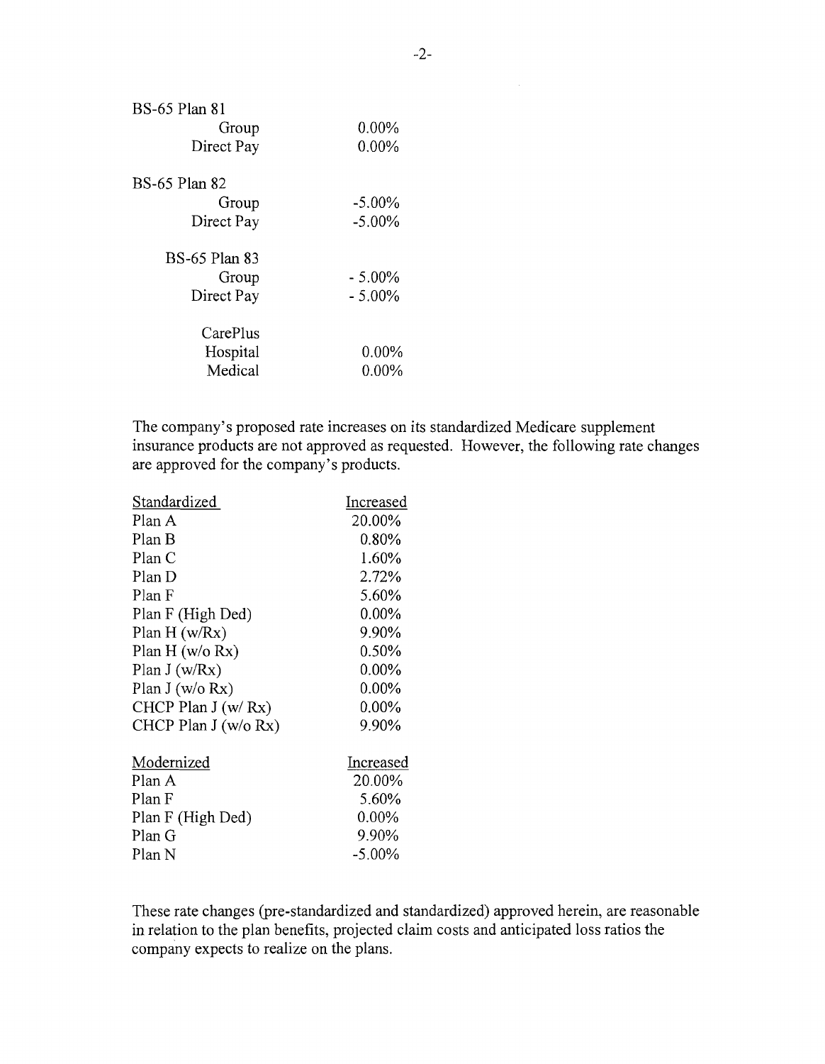| BS-65 Plan 81 | |
|---|---|
| Group | 0.00% |
| Direct Pay | 0.00% |
| **BS-65 Plan 82** | |
| Group | -5.00% |
| Direct Pay | -5.00% |
| **BS-65 Plan 83** | |
| Group | - 5.00% |
| Direct Pay | - 5.00% |
| **CarePlus** | |
| Hospital | 0.00% |
| Medical | 0.00% |

The company's proposed rate increases on its standardized Medicare supplement insurance products are not approved as requested. However, the following rate changes are approved for the company's products.

| Standardized | Increased |
|---|---|
| Plan A | 20.00% |
| Plan B | 0.80% |
| Plan C | 1.60% |
| Plan D | 2.72% |
| Plan F | 5.60% |
| Plan F (High Ded) | 0.00% |
| Plan H (w/Rx) | 9.90% |
| Plan H (w/o Rx) | 0.50% |
| Plan J (w/Rx) | 0.00% |
| Plan J (w/o Rx) | 0.00% |
| CHCP Plan J (w/ Rx) | 0.00% |
| CHCP Plan J (w/o Rx) | 9.90% |

| Modernized | Increased |
|---|---|
| Plan A | 20.00% |
| Plan F | 5.60% |
| Plan F (High Ded) | 0.00% |
| Plan G | 9.90% |
| Plan N | -5.00% |

These rate changes (pre-standardized and standardized) approved herein, are reasonable in relation to the plan benefits, projected claim costs and anticipated loss ratios the company expects to realize on the plans.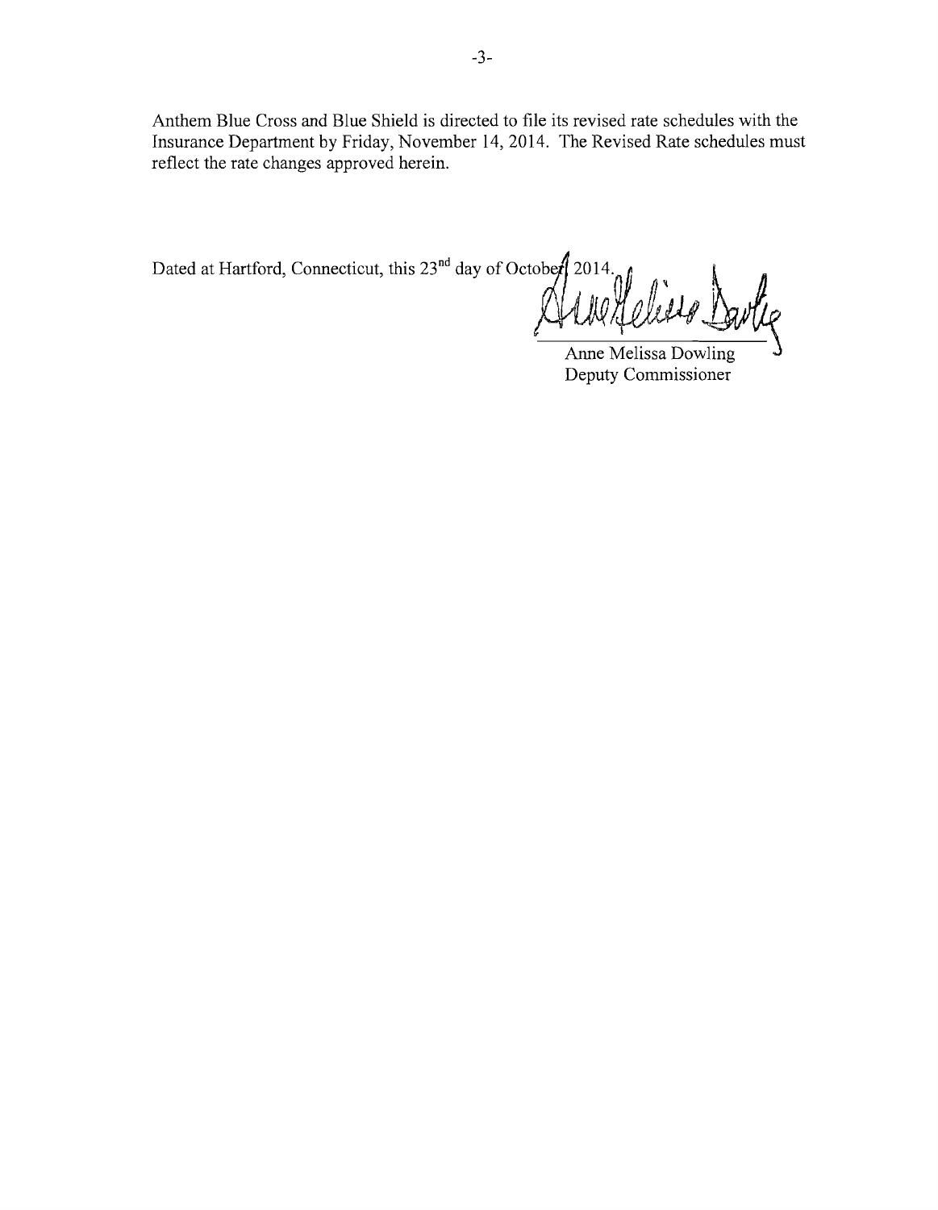Anthem Blue Cross and Blue Shield is directed to file its revised rate schedules with the Insurance Department by Friday, November 14, 2014. The Revised Rate schedules must reflect the rate changes approved herein.

Dated at Hartford, Connecticut, this 23rd day of October 2014.

Anne Melissa Dowling  
Deputy Commissioner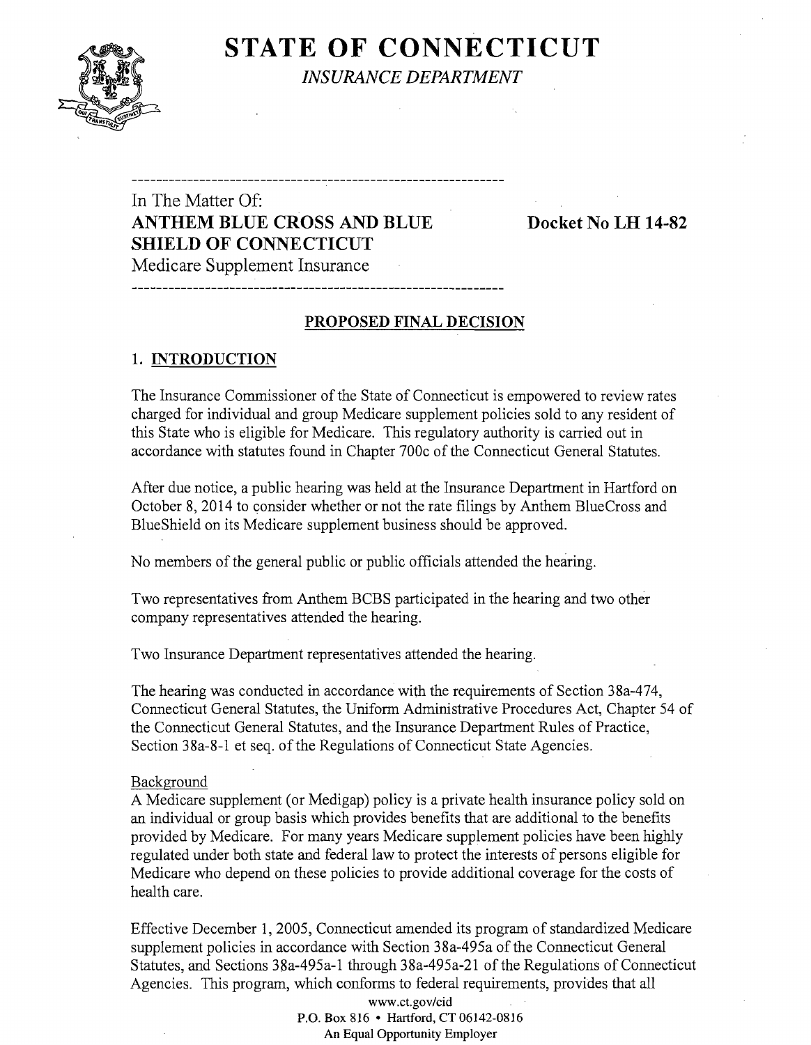# STATE OF CONNECTICUT

*INSURANCE DEPARTMENT*

---

In The Matter Of:
**ANTHEM BLUE CROSS AND BLUE SHIELD OF CONNECTICUT**
Medicare Supplement Insurance

**Docket No LH 14-82**

---

## PROPOSED FINAL DECISION

### 1. INTRODUCTION

The Insurance Commissioner of the State of Connecticut is empowered to review rates charged for individual and group Medicare supplement policies sold to any resident of this State who is eligible for Medicare. This regulatory authority is carried out in accordance with statutes found in Chapter 700c of the Connecticut General Statutes.

After due notice, a public hearing was held at the Insurance Department in Hartford on October 8, 2014 to consider whether or not the rate filings by Anthem BlueCross and BlueShield on its Medicare supplement business should be approved.

No members of the general public or public officials attended the hearing.

Two representatives from Anthem BCBS participated in the hearing and two other company representatives attended the hearing.

Two Insurance Department representatives attended the hearing.

The hearing was conducted in accordance with the requirements of Section 38a-474, Connecticut General Statutes, the Uniform Administrative Procedures Act, Chapter 54 of the Connecticut General Statutes, and the Insurance Department Rules of Practice, Section 38a-8-1 et seq. of the Regulations of Connecticut State Agencies.

Background

A Medicare supplement (or Medigap) policy is a private health insurance policy sold on an individual or group basis which provides benefits that are additional to the benefits provided by Medicare. For many years Medicare supplement policies have been highly regulated under both state and federal law to protect the interests of persons eligible for Medicare who depend on these policies to provide additional coverage for the costs of health care.

Effective December 1, 2005, Connecticut amended its program of standardized Medicare supplement policies in accordance with Section 38a-495a of the Connecticut General Statutes, and Sections 38a-495a-1 through 38a-495a-21 of the Regulations of Connecticut Agencies. This program, which conforms to federal requirements, provides that all

www.ct.gov/cid
P.O. Box 816 • Hartford, CT 06142-0816
An Equal Opportunity Employer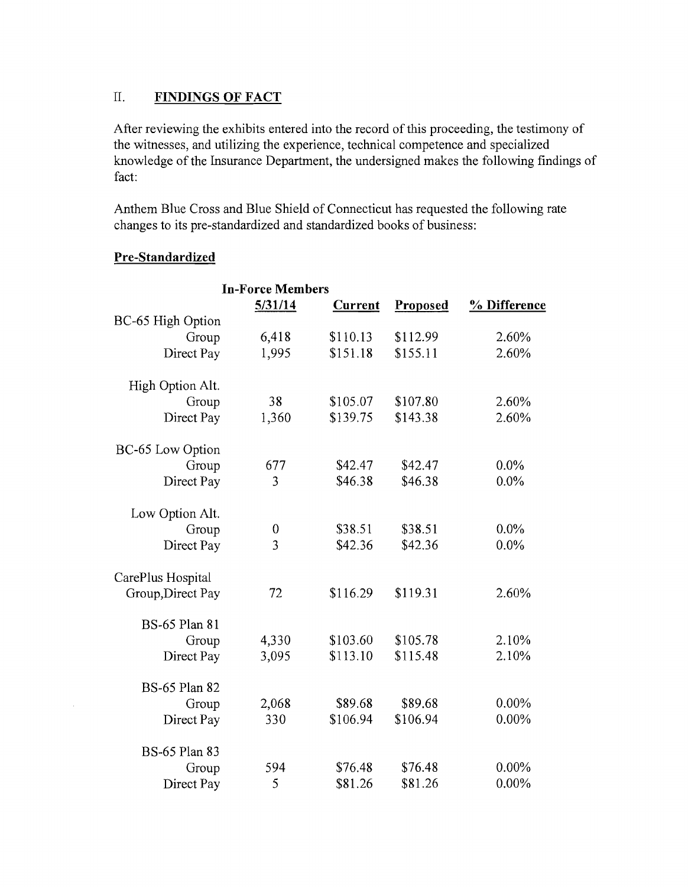## II. FINDINGS OF FACT

After reviewing the exhibits entered into the record of this proceeding, the testimony of the witnesses, and utilizing the experience, technical competence and specialized knowledge of the Insurance Department, the undersigned makes the following findings of fact:

Anthem Blue Cross and Blue Shield of Connecticut has requested the following rate changes to its pre-standardized and standardized books of business:

### Pre-Standardized

| | In-Force Members 5/31/14 | Current | Proposed | % Difference |
|---|---|---|---|---|
| BC-65 High Option | | | | |
| Group | 6,418 | $110.13 | $112.99 | 2.60% |
| Direct Pay | 1,995 | $151.18 | $155.11 | 2.60% |
| High Option Alt. | | | | |
| Group | 38 | $105.07 | $107.80 | 2.60% |
| Direct Pay | 1,360 | $139.75 | $143.38 | 2.60% |
| BC-65 Low Option | | | | |
| Group | 677 | $42.47 | $42.47 | 0.0% |
| Direct Pay | 3 | $46.38 | $46.38 | 0.0% |
| Low Option Alt. | | | | |
| Group | 0 | $38.51 | $38.51 | 0.0% |
| Direct Pay | 3 | $42.36 | $42.36 | 0.0% |
| CarePlus Hospital Group,Direct Pay | 72 | $116.29 | $119.31 | 2.60% |
| BS-65 Plan 81 | | | | |
| Group | 4,330 | $103.60 | $105.78 | 2.10% |
| Direct Pay | 3,095 | $113.10 | $115.48 | 2.10% |
| BS-65 Plan 82 | | | | |
| Group | 2,068 | $89.68 | $89.68 | 0.00% |
| Direct Pay | 330 | $106.94 | $106.94 | 0.00% |
| BS-65 Plan 83 | | | | |
| Group | 594 | $76.48 | $76.48 | 0.00% |
| Direct Pay | 5 | $81.26 | $81.26 | 0.00% |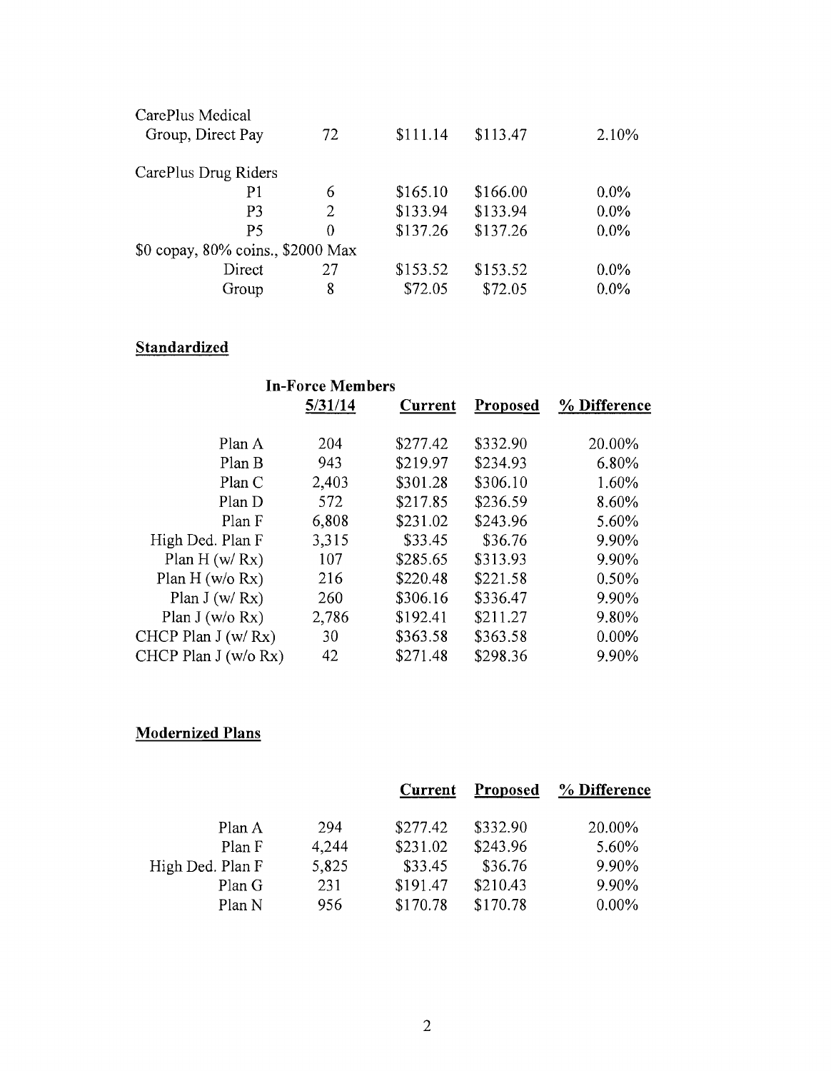| | | | | |
|---|---|---|---|---|
| CarePlus Medical Group, Direct Pay | 72 | $111.14 | $113.47 | 2.10% |
| CarePlus Drug Riders | | | | |
| P1 | 6 | $165.10 | $166.00 | 0.0% |
| P3 | 2 | $133.94 | $133.94 | 0.0% |
| P5 | 0 | $137.26 | $137.26 | 0.0% |
| $0 copay, 80% coins., $2000 Max | | | | |
| Direct | 27 | $153.52 | $153.52 | 0.0% |
| Group | 8 | $72.05 | $72.05 | 0.0% |

## Standardized

| | In-Force Members 5/31/14 | Current | Proposed | % Difference |
|---|---|---|---|---|
| Plan A | 204 | $277.42 | $332.90 | 20.00% |
| Plan B | 943 | $219.97 | $234.93 | 6.80% |
| Plan C | 2,403 | $301.28 | $306.10 | 1.60% |
| Plan D | 572 | $217.85 | $236.59 | 8.60% |
| Plan F | 6,808 | $231.02 | $243.96 | 5.60% |
| High Ded. Plan F | 3,315 | $33.45 | $36.76 | 9.90% |
| Plan H (w/ Rx) | 107 | $285.65 | $313.93 | 9.90% |
| Plan H (w/o Rx) | 216 | $220.48 | $221.58 | 0.50% |
| Plan J (w/ Rx) | 260 | $306.16 | $336.47 | 9.90% |
| Plan J (w/o Rx) | 2,786 | $192.41 | $211.27 | 9.80% |
| CHCP Plan J (w/ Rx) | 30 | $363.58 | $363.58 | 0.00% |
| CHCP Plan J (w/o Rx) | 42 | $271.48 | $298.36 | 9.90% |

## Modernized Plans

| | | Current | Proposed | % Difference |
|---|---|---|---|---|
| Plan A | 294 | $277.42 | $332.90 | 20.00% |
| Plan F | 4,244 | $231.02 | $243.96 | 5.60% |
| High Ded. Plan F | 5,825 | $33.45 | $36.76 | 9.90% |
| Plan G | 231 | $191.47 | $210.43 | 9.90% |
| Plan N | 956 | $170.78 | $170.78 | 0.00% |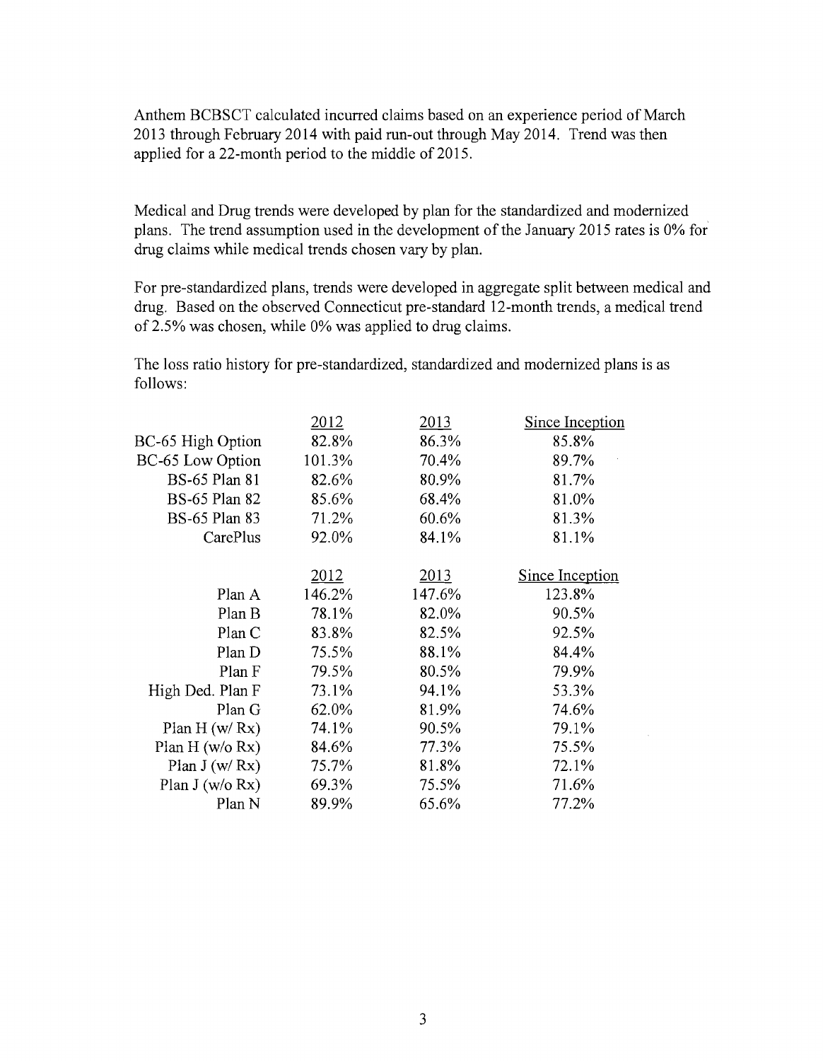Anthem BCBSCT calculated incurred claims based on an experience period of March 2013 through February 2014 with paid run-out through May 2014. Trend was then applied for a 22-month period to the middle of 2015.

Medical and Drug trends were developed by plan for the standardized and modernized plans. The trend assumption used in the development of the January 2015 rates is 0% for drug claims while medical trends chosen vary by plan.

For pre-standardized plans, trends were developed in aggregate split between medical and drug. Based on the observed Connecticut pre-standard 12-month trends, a medical trend of 2.5% was chosen, while 0% was applied to drug claims.

The loss ratio history for pre-standardized, standardized and modernized plans is as follows:

| | 2012 | 2013 | Since Inception |
|---|---|---|---|
| BC-65 High Option | 82.8% | 86.3% | 85.8% |
| BC-65 Low Option | 101.3% | 70.4% | 89.7% |
| BS-65 Plan 81 | 82.6% | 80.9% | 81.7% |
| BS-65 Plan 82 | 85.6% | 68.4% | 81.0% |
| BS-65 Plan 83 | 71.2% | 60.6% | 81.3% |
| CarePlus | 92.0% | 84.1% | 81.1% |

| | 2012 | 2013 | Since Inception |
|---|---|---|---|
| Plan A | 146.2% | 147.6% | 123.8% |
| Plan B | 78.1% | 82.0% | 90.5% |
| Plan C | 83.8% | 82.5% | 92.5% |
| Plan D | 75.5% | 88.1% | 84.4% |
| Plan F | 79.5% | 80.5% | 79.9% |
| High Ded. Plan F | 73.1% | 94.1% | 53.3% |
| Plan G | 62.0% | 81.9% | 74.6% |
| Plan H (w/ Rx) | 74.1% | 90.5% | 79.1% |
| Plan H (w/o Rx) | 84.6% | 77.3% | 75.5% |
| Plan J (w/ Rx) | 75.7% | 81.8% | 72.1% |
| Plan J (w/o Rx) | 69.3% | 75.5% | 71.6% |
| Plan N | 89.9% | 65.6% | 77.2% |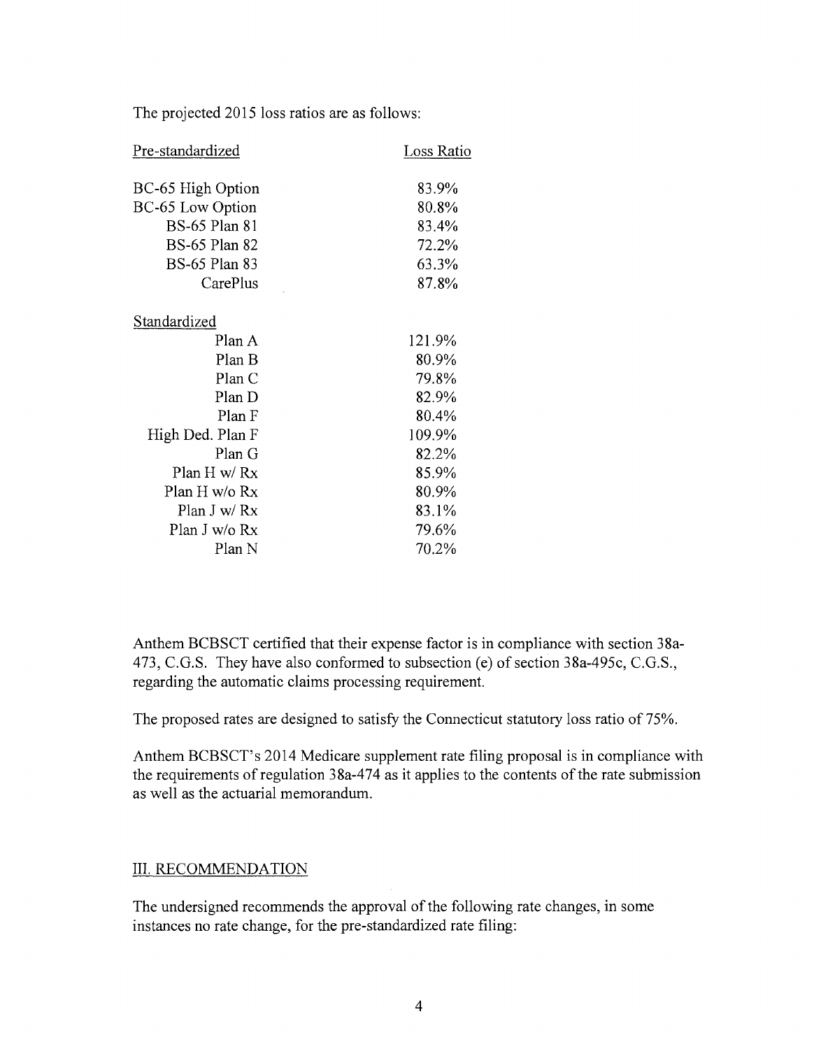The projected 2015 loss ratios are as follows:

| Pre-standardized | Loss Ratio |
|---|---|
| BC-65 High Option | 83.9% |
| BC-65 Low Option | 80.8% |
| BS-65 Plan 81 | 83.4% |
| BS-65 Plan 82 | 72.2% |
| BS-65 Plan 83 | 63.3% |
| CarePlus | 87.8% |
| **Standardized** | |
| Plan A | 121.9% |
| Plan B | 80.9% |
| Plan C | 79.8% |
| Plan D | 82.9% |
| Plan F | 80.4% |
| High Ded. Plan F | 109.9% |
| Plan G | 82.2% |
| Plan H w/ Rx | 85.9% |
| Plan H w/o Rx | 80.9% |
| Plan J w/ Rx | 83.1% |
| Plan J w/o Rx | 79.6% |
| Plan N | 70.2% |

Anthem BCBSCT certified that their expense factor is in compliance with section 38a-473, C.G.S. They have also conformed to subsection (e) of section 38a-495c, C.G.S., regarding the automatic claims processing requirement.

The proposed rates are designed to satisfy the Connecticut statutory loss ratio of 75%.

Anthem BCBSCT's 2014 Medicare supplement rate filing proposal is in compliance with the requirements of regulation 38a-474 as it applies to the contents of the rate submission as well as the actuarial memorandum.

## III. RECOMMENDATION

The undersigned recommends the approval of the following rate changes, in some instances no rate change, for the pre-standardized rate filing: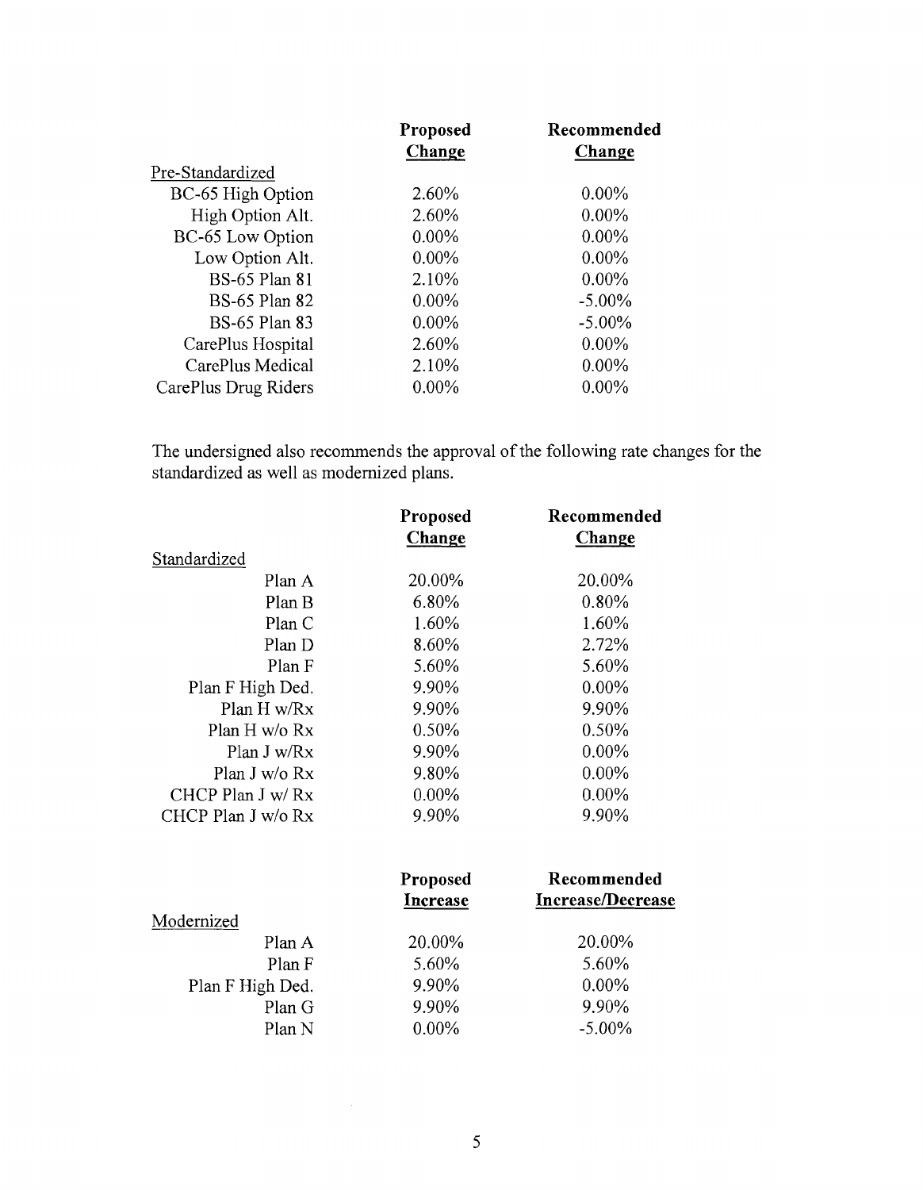| | Proposed Change | Recommended Change |
|---|---|---|
| Pre-Standardized | | |
| BC-65 High Option | 2.60% | 0.00% |
| High Option Alt. | 2.60% | 0.00% |
| BC-65 Low Option | 0.00% | 0.00% |
| Low Option Alt. | 0.00% | 0.00% |
| BS-65 Plan 81 | 2.10% | 0.00% |
| BS-65 Plan 82 | 0.00% | -5.00% |
| BS-65 Plan 83 | 0.00% | -5.00% |
| CarePlus Hospital | 2.60% | 0.00% |
| CarePlus Medical | 2.10% | 0.00% |
| CarePlus Drug Riders | 0.00% | 0.00% |

The undersigned also recommends the approval of the following rate changes for the standardized as well as modernized plans.

| | Proposed Change | Recommended Change |
|---|---|---|
| Standardized | | |
| Plan A | 20.00% | 20.00% |
| Plan B | 6.80% | 0.80% |
| Plan C | 1.60% | 1.60% |
| Plan D | 8.60% | 2.72% |
| Plan F | 5.60% | 5.60% |
| Plan F High Ded. | 9.90% | 0.00% |
| Plan H w/Rx | 9.90% | 9.90% |
| Plan H w/o Rx | 0.50% | 0.50% |
| Plan J w/Rx | 9.90% | 0.00% |
| Plan J w/o Rx | 9.80% | 0.00% |
| CHCP Plan J w/ Rx | 0.00% | 0.00% |
| CHCP Plan J w/o Rx | 9.90% | 9.90% |

| | Proposed Increase | Recommended Increase/Decrease |
|---|---|---|
| Modernized | | |
| Plan A | 20.00% | 20.00% |
| Plan F | 5.60% | 5.60% |
| Plan F High Ded. | 9.90% | 0.00% |
| Plan G | 9.90% | 9.90% |
| Plan N | 0.00% | -5.00% |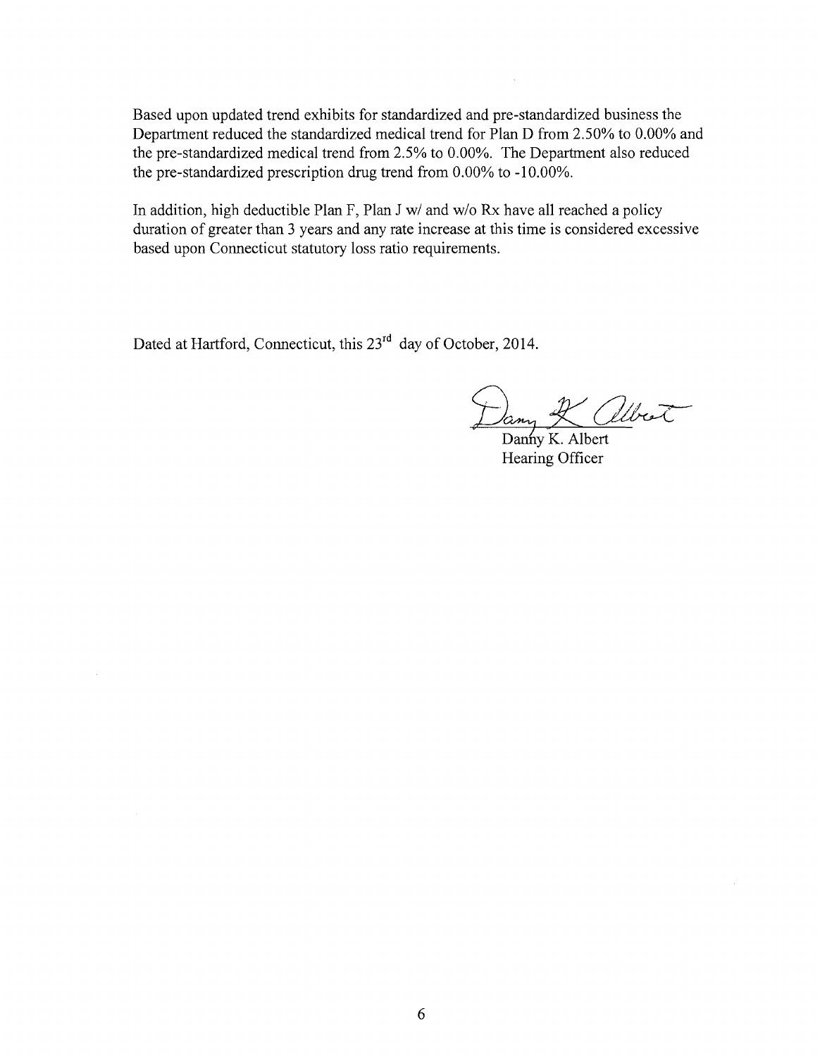Based upon updated trend exhibits for standardized and pre-standardized business the Department reduced the standardized medical trend for Plan D from 2.50% to 0.00% and the pre-standardized medical trend from 2.5% to 0.00%. The Department also reduced the pre-standardized prescription drug trend from 0.00% to -10.00%.

In addition, high deductible Plan F, Plan J w/ and w/o Rx have all reached a policy duration of greater than 3 years and any rate increase at this time is considered excessive based upon Connecticut statutory loss ratio requirements.

Dated at Hartford, Connecticut, this 23rd day of October, 2014.

Danny K. Albert
Hearing Officer